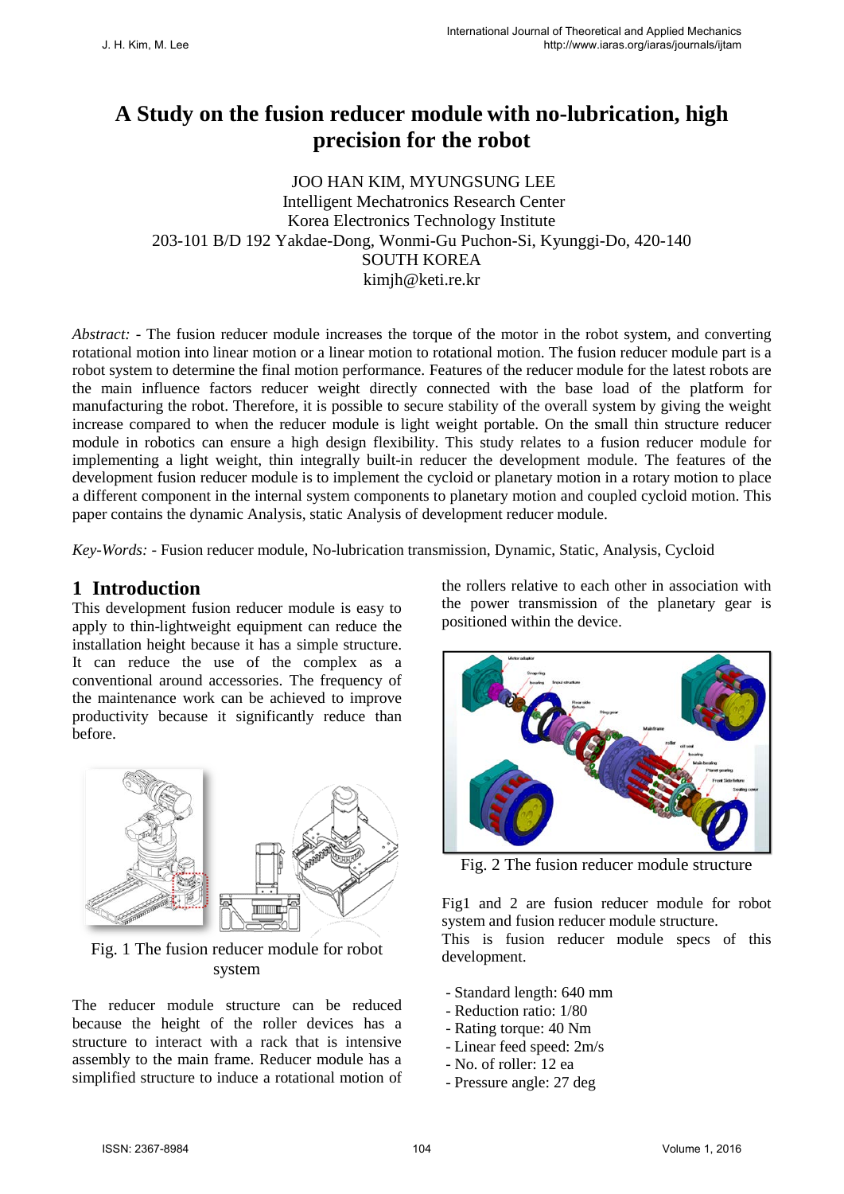# A Study on the fusion reducer module with no-lubrication, high precision for the robot

JOO HAN KIM, MYUNGSUNG LEE
Intelligent Mechatronics Research Center
Korea Electronics Technology Institute
203-101 B/D 192 Yakdae-Dong, Wonmi-Gu Puchon-Si, Kyunggi-Do, 420-140
SOUTH KOREA
kimjh@keti.re.kr

*Abstract:* - The fusion reducer module increases the torque of the motor in the robot system, and converting rotational motion into linear motion or a linear motion to rotational motion. The fusion reducer module part is a robot system to determine the final motion performance. Features of the reducer module for the latest robots are the main influence factors reducer weight directly connected with the base load of the platform for manufacturing the robot. Therefore, it is possible to secure stability of the overall system by giving the weight increase compared to when the reducer module is light weight portable. On the small thin structure reducer module in robotics can ensure a high design flexibility. This study relates to a fusion reducer module for implementing a light weight, thin integrally built-in reducer the development module. The features of the development fusion reducer module is to implement the cycloid or planetary motion in a rotary motion to place a different component in the internal system components to planetary motion and coupled cycloid motion. This paper contains the dynamic Analysis, static Analysis of development reducer module.

*Key-Words:* - Fusion reducer module, No-lubrication transmission, Dynamic, Static, Analysis, Cycloid

## 1 Introduction

This development fusion reducer module is easy to apply to thin-lightweight equipment can reduce the installation height because it has a simple structure. It can reduce the use of the complex as a conventional around accessories. The frequency of the maintenance work can be achieved to improve productivity because it significantly reduce than before.

Fig. 1 The fusion reducer module for robot system

The reducer module structure can be reduced because the height of the roller devices has a structure to interact with a rack that is intensive assembly to the main frame. Reducer module has a simplified structure to induce a rotational motion of the rollers relative to each other in association with the power transmission of the planetary gear is positioned within the device.

Fig. 2 The fusion reducer module structure

Fig1 and 2 are fusion reducer module for robot system and fusion reducer module structure.
This is fusion reducer module specs of this development.

- Standard length: 640 mm
- Reduction ratio: 1/80
- Rating torque: 40 Nm
- Linear feed speed: 2m/s
- No. of roller: 12 ea
- Pressure angle: 27 deg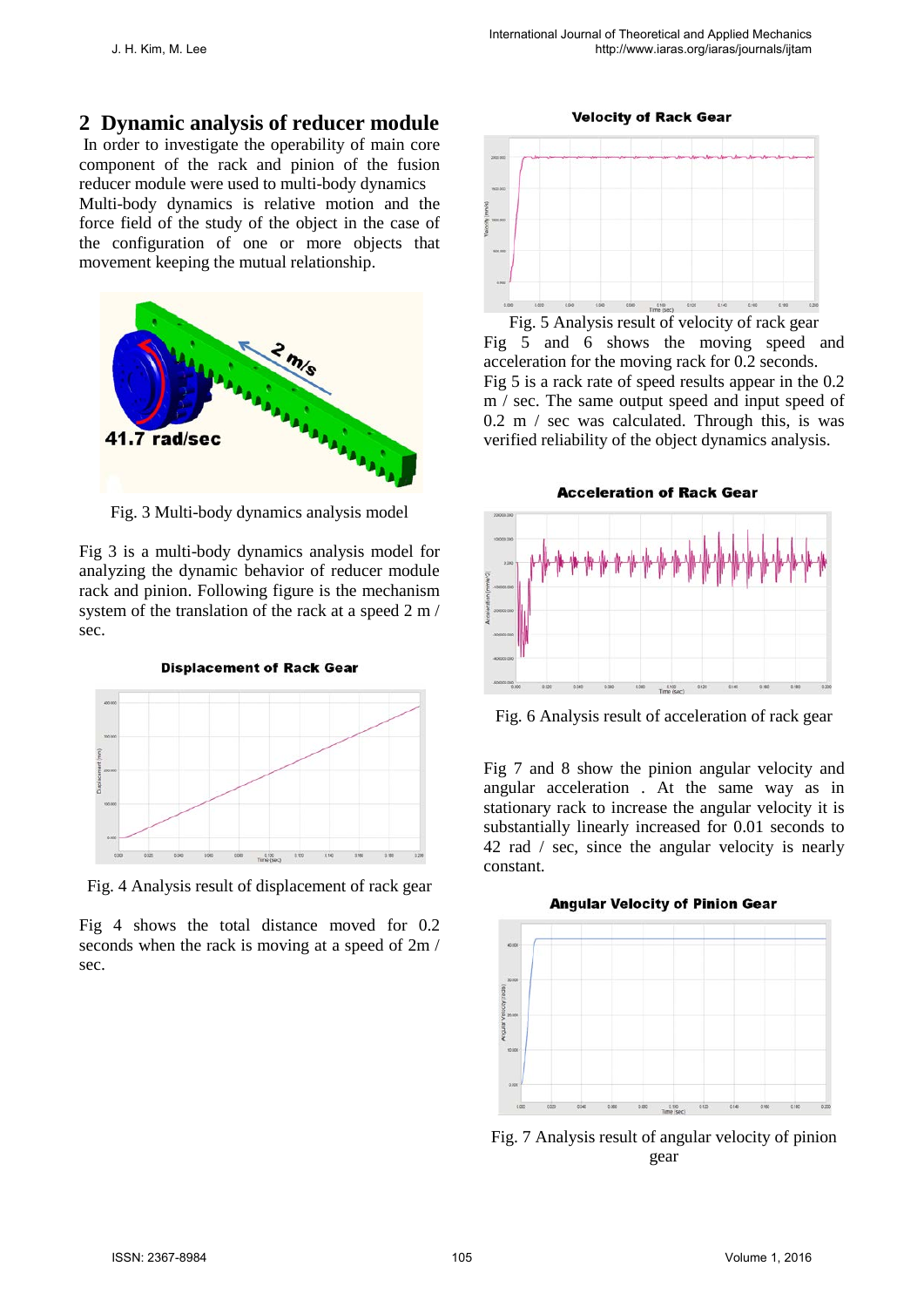## 2 Dynamic analysis of reducer module

In order to investigate the operability of main core component of the rack and pinion of the fusion reducer module were used to multi-body dynamics Multi-body dynamics is relative motion and the force field of the study of the object in the case of the configuration of one or more objects that movement keeping the mutual relationship.

Fig. 3 Multi-body dynamics analysis model

Fig 3 is a multi-body dynamics analysis model for analyzing the dynamic behavior of reducer module rack and pinion. Following figure is the mechanism system of the translation of the rack at a speed 2 m / sec.

Fig. 4 Analysis result of displacement of rack gear

Fig 4 shows the total distance moved for 0.2 seconds when the rack is moving at a speed of 2m / sec.

Fig. 5 Analysis result of velocity of rack gear

Fig 5 and 6 shows the moving speed and acceleration for the moving rack for 0.2 seconds. Fig 5 is a rack rate of speed results appear in the 0.2 m / sec. The same output speed and input speed of 0.2 m / sec was calculated. Through this, is was verified reliability of the object dynamics analysis.

Fig. 6 Analysis result of acceleration of rack gear

Fig 7 and 8 show the pinion angular velocity and angular acceleration . At the same way as in stationary rack to increase the angular velocity it is substantially linearly increased for 0.01 seconds to 42 rad / sec, since the angular velocity is nearly constant.

Fig. 7 Analysis result of angular velocity of pinion gear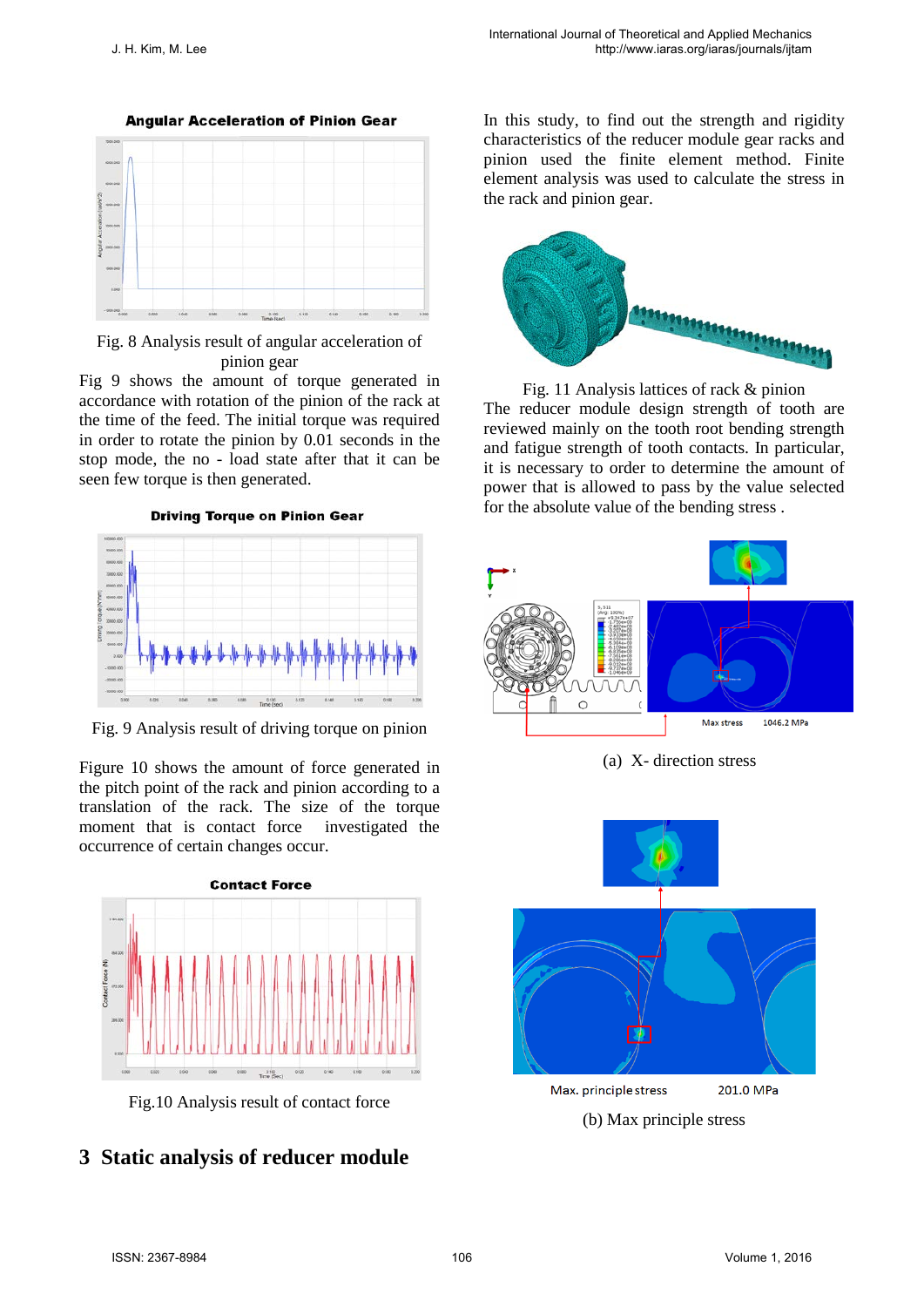Fig. 8 Analysis result of angular acceleration of pinion gear

Fig 9 shows the amount of torque generated in accordance with rotation of the pinion of the rack at the time of the feed. The initial torque was required in order to rotate the pinion by 0.01 seconds in the stop mode, the no - load state after that it can be seen few torque is then generated.

Fig. 9 Analysis result of driving torque on pinion

Figure 10 shows the amount of force generated in the pitch point of the rack and pinion according to a translation of the rack. The size of the torque moment that is contact force investigated the occurrence of certain changes occur.

Fig.10 Analysis result of contact force

## 3 Static analysis of reducer module

In this study, to find out the strength and rigidity characteristics of the reducer module gear racks and pinion used the finite element method. Finite element analysis was used to calculate the stress in the rack and pinion gear.

Fig. 11 Analysis lattices of rack & pinion

The reducer module design strength of tooth are reviewed mainly on the tooth root bending strength and fatigue strength of tooth contacts. In particular, it is necessary to order to determine the amount of power that is allowed to pass by the value selected for the absolute value of the bending stress .

Max stress 1046.2 MPa

(a) X- direction stress

Max. principle stress 201.0 MPa

(b) Max principle stress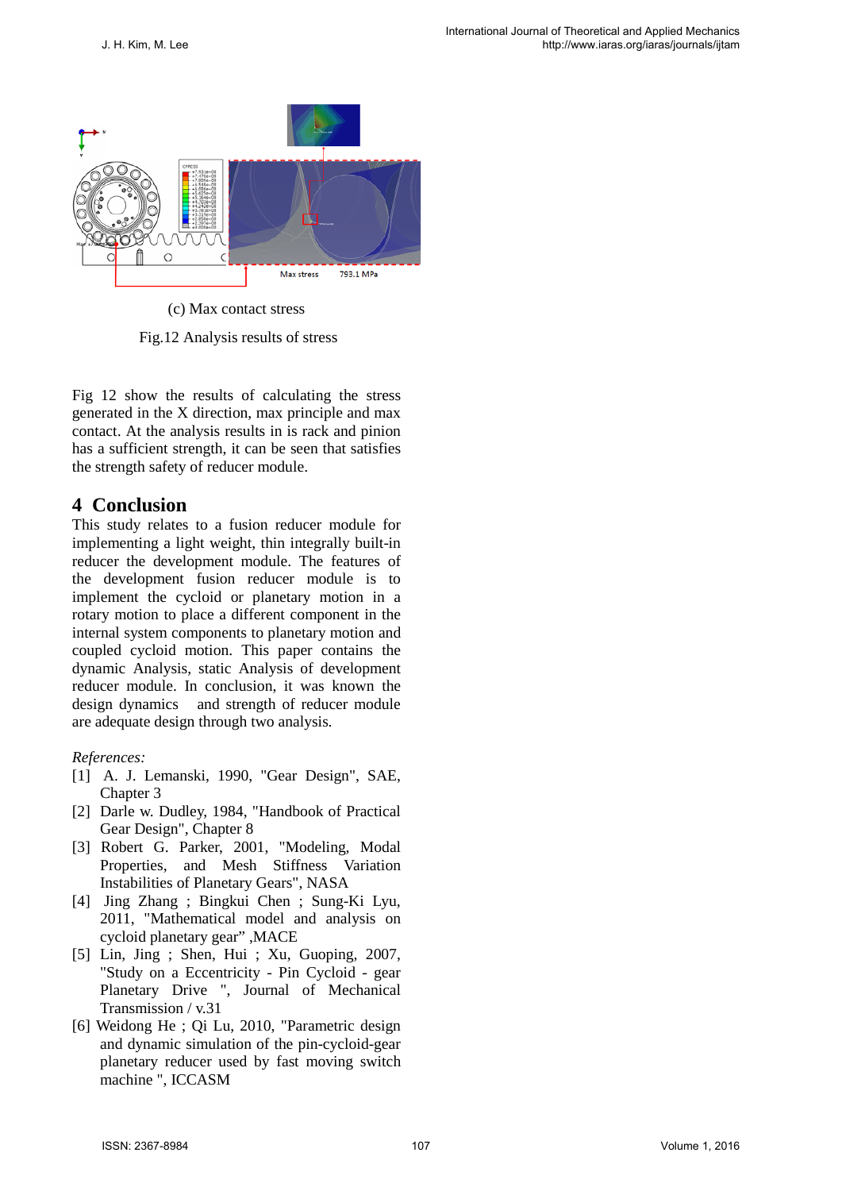Max stress 793.1 MPa

(c) Max contact stress

Fig.12 Analysis results of stress

Fig 12 show the results of calculating the stress generated in the X direction, max principle and max contact. At the analysis results in is rack and pinion has a sufficient strength, it can be seen that satisfies the strength safety of reducer module.

## 4 Conclusion

This study relates to a fusion reducer module for implementing a light weight, thin integrally built-in reducer the development module. The features of the development fusion reducer module is to implement the cycloid or planetary motion in a rotary motion to place a different component in the internal system components to planetary motion and coupled cycloid motion. This paper contains the dynamic Analysis, static Analysis of development reducer module. In conclusion, it was known the design dynamics and strength of reducer module are adequate design through two analysis.

*References:*

[1] A. J. Lemanski, 1990, "Gear Design", SAE, Chapter 3

[2] Darle w. Dudley, 1984, "Handbook of Practical Gear Design", Chapter 8

[3] Robert G. Parker, 2001, "Modeling, Modal Properties, and Mesh Stiffness Variation Instabilities of Planetary Gears", NASA

[4] Jing Zhang ; Bingkui Chen ; Sung-Ki Lyu, 2011, "Mathematical model and analysis on cycloid planetary gear" ,MACE

[5] Lin, Jing ; Shen, Hui ; Xu, Guoping, 2007, "Study on a Eccentricity - Pin Cycloid - gear Planetary Drive ", Journal of Mechanical Transmission / v.31

[6] Weidong He ; Qi Lu, 2010, "Parametric design and dynamic simulation of the pin-cycloid-gear planetary reducer used by fast moving switch machine ", ICCASM